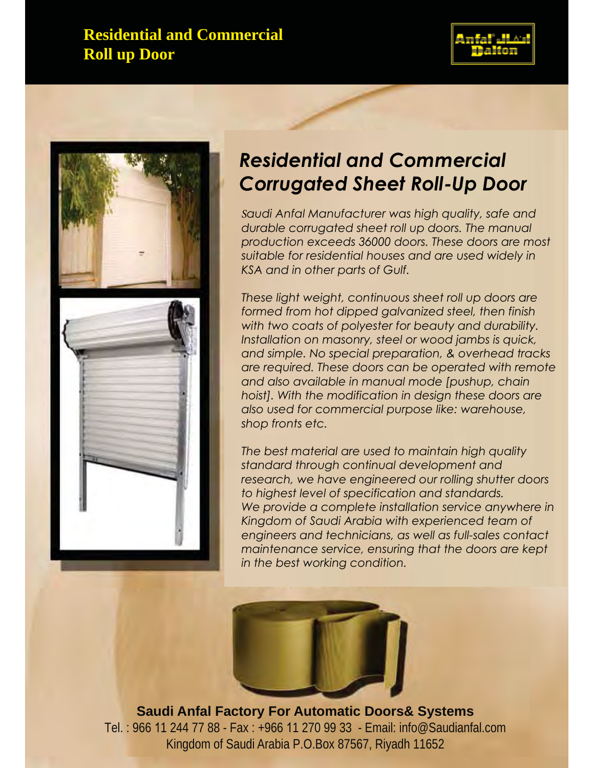# Residential and Commercial Roll up Door

## *Residential and Commercial Corrugated Sheet Roll-Up Door*

*Saudi Anfal Manufacturer was high quality, safe and durable corrugated sheet roll up doors. The manual production exceeds 36000 doors. These doors are most suitable for residential houses and are used widely in KSA and in other parts of Gulf.*

*These light weight, continuous sheet roll up doors are formed from hot dipped galvanized steel, then finish with two coats of polyester for beauty and durability. Installation on masonry, steel or wood jambs is quick, and simple. No special preparation, & overhead tracks are required. These doors can be operated with remote and also available in manual mode [pushup, chain hoist]. With the modification in design these doors are also used for commercial purpose like: warehouse, shop fronts etc.*

*The best material are used to maintain high quality standard through continual development and research, we have engineered our rolling shutter doors to highest level of specification and standards.*
*We provide a complete installation service anywhere in Kingdom of Saudi Arabia with experienced team of engineers and technicians, as well as full-sales contact maintenance service, ensuring that the doors are kept in the best working condition.*

**Saudi Anfal Factory For Automatic Doors& Systems**
Tel. : 966 11 244 77 88 - Fax : +966 11 270 99 33 - Email: info@Saudianfal.com
Kingdom of Saudi Arabia P.O.Box 87567, Riyadh 11652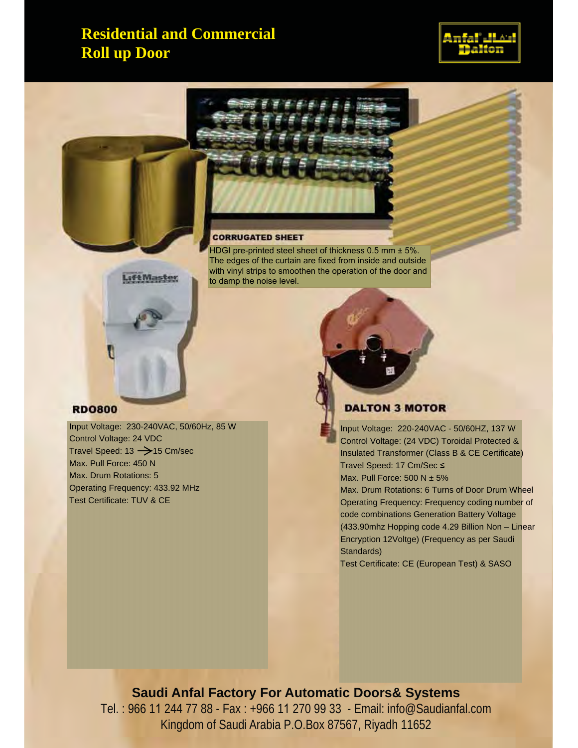# Residential and Commercial Roll up Door

### CORRUGATED SHEET

HDGI pre-printed steel sheet of thickness 0.5 mm ± 5%. The edges of the curtain are fixed from inside and outside with vinyl strips to smoothen the operation of the door and to damp the noise level.

### RDO800

Input Voltage: 230-240VAC, 50/60Hz, 85 W
Control Voltage: 24 VDC
Travel Speed: 13 → 15 Cm/sec
Max. Pull Force: 450 N
Max. Drum Rotations: 5
Operating Frequency: 433.92 MHz
Test Certificate: TUV & CE

### DALTON 3 MOTOR

Input Voltage: 220-240VAC - 50/60HZ, 137 W
Control Voltage: (24 VDC) Toroidal Protected & Insulated Transformer (Class B & CE Certificate)
Travel Speed: 17 Cm/Sec ≤
Max. Pull Force: 500 N ± 5%
Max. Drum Rotations: 6 Turns of Door Drum Wheel
Operating Frequency: Frequency coding number of code combinations Generation Battery Voltage (433.90mhz Hopping code 4.29 Billion Non – Linear Encryption 12Voltge) (Frequency as per Saudi Standards)
Test Certificate: CE (European Test) & SASO

**Saudi Anfal Factory For Automatic Doors& Systems**
Tel. : 966 11 244 77 88 - Fax : +966 11 270 99 33 - Email: info@Saudianfal.com
Kingdom of Saudi Arabia P.O.Box 87567, Riyadh 11652